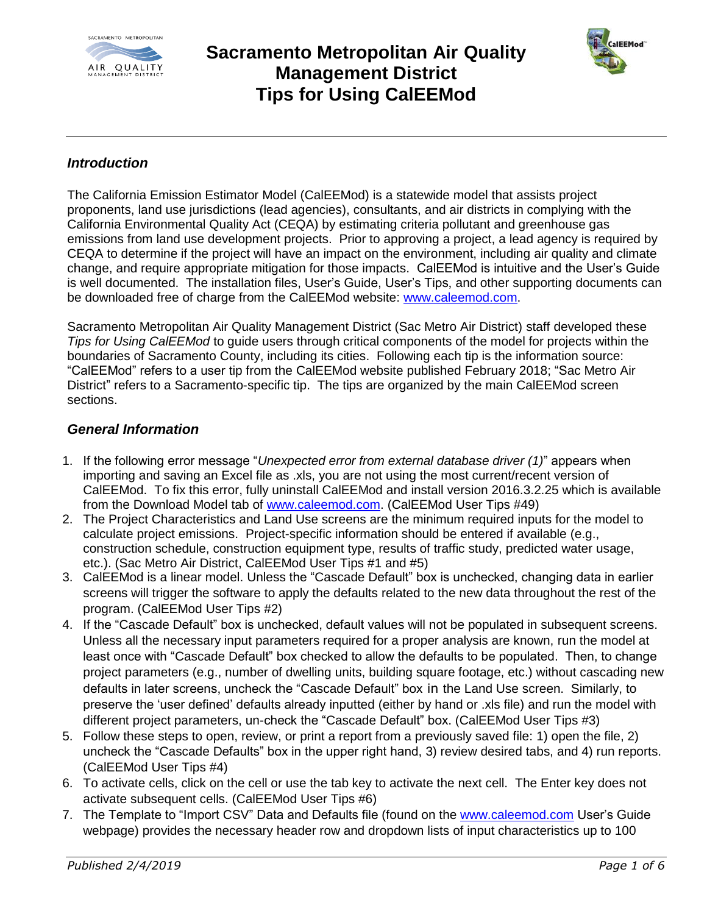# Sacramento Metropolitan Air Quality Management District Tips for Using CalEEMod

## *Introduction*

The California Emission Estimator Model (CalEEMod) is a statewide model that assists project proponents, land use jurisdictions (lead agencies), consultants, and air districts in complying with the California Environmental Quality Act (CEQA) by estimating criteria pollutant and greenhouse gas emissions from land use development projects. Prior to approving a project, a lead agency is required by CEQA to determine if the project will have an impact on the environment, including air quality and climate change, and require appropriate mitigation for those impacts. CalEEMod is intuitive and the User's Guide is well documented. The installation files, User's Guide, User's Tips, and other supporting documents can be downloaded free of charge from the CalEEMod website: www.caleemod.com.

Sacramento Metropolitan Air Quality Management District (Sac Metro Air District) staff developed these *Tips for Using CalEEMod* to guide users through critical components of the model for projects within the boundaries of Sacramento County, including its cities. Following each tip is the information source: "CalEEMod" refers to a user tip from the CalEEMod website published February 2018; "Sac Metro Air District" refers to a Sacramento-specific tip. The tips are organized by the main CalEEMod screen sections.

## *General Information*

1. If the following error message "*Unexpected error from external database driver (1)*" appears when importing and saving an Excel file as .xls, you are not using the most current/recent version of CalEEMod. To fix this error, fully uninstall CalEEMod and install version 2016.3.2.25 which is available from the Download Model tab of www.caleemod.com. (CalEEMod User Tips #49)
2. The Project Characteristics and Land Use screens are the minimum required inputs for the model to calculate project emissions. Project-specific information should be entered if available (e.g., construction schedule, construction equipment type, results of traffic study, predicted water usage, etc.). (Sac Metro Air District, CalEEMod User Tips #1 and #5)
3. CalEEMod is a linear model. Unless the "Cascade Default" box is unchecked, changing data in earlier screens will trigger the software to apply the defaults related to the new data throughout the rest of the program. (CalEEMod User Tips #2)
4. If the "Cascade Default" box is unchecked, default values will not be populated in subsequent screens. Unless all the necessary input parameters required for a proper analysis are known, run the model at least once with "Cascade Default" box checked to allow the defaults to be populated. Then, to change project parameters (e.g., number of dwelling units, building square footage, etc.) without cascading new defaults in later screens, uncheck the "Cascade Default" box in the Land Use screen. Similarly, to preserve the 'user defined' defaults already inputted (either by hand or .xls file) and run the model with different project parameters, un-check the "Cascade Default" box. (CalEEMod User Tips #3)
5. Follow these steps to open, review, or print a report from a previously saved file: 1) open the file, 2) uncheck the "Cascade Defaults" box in the upper right hand, 3) review desired tabs, and 4) run reports. (CalEEMod User Tips #4)
6. To activate cells, click on the cell or use the tab key to activate the next cell. The Enter key does not activate subsequent cells. (CalEEMod User Tips #6)
7. The Template to "Import CSV" Data and Defaults file (found on the www.caleemod.com User's Guide webpage) provides the necessary header row and dropdown lists of input characteristics up to 100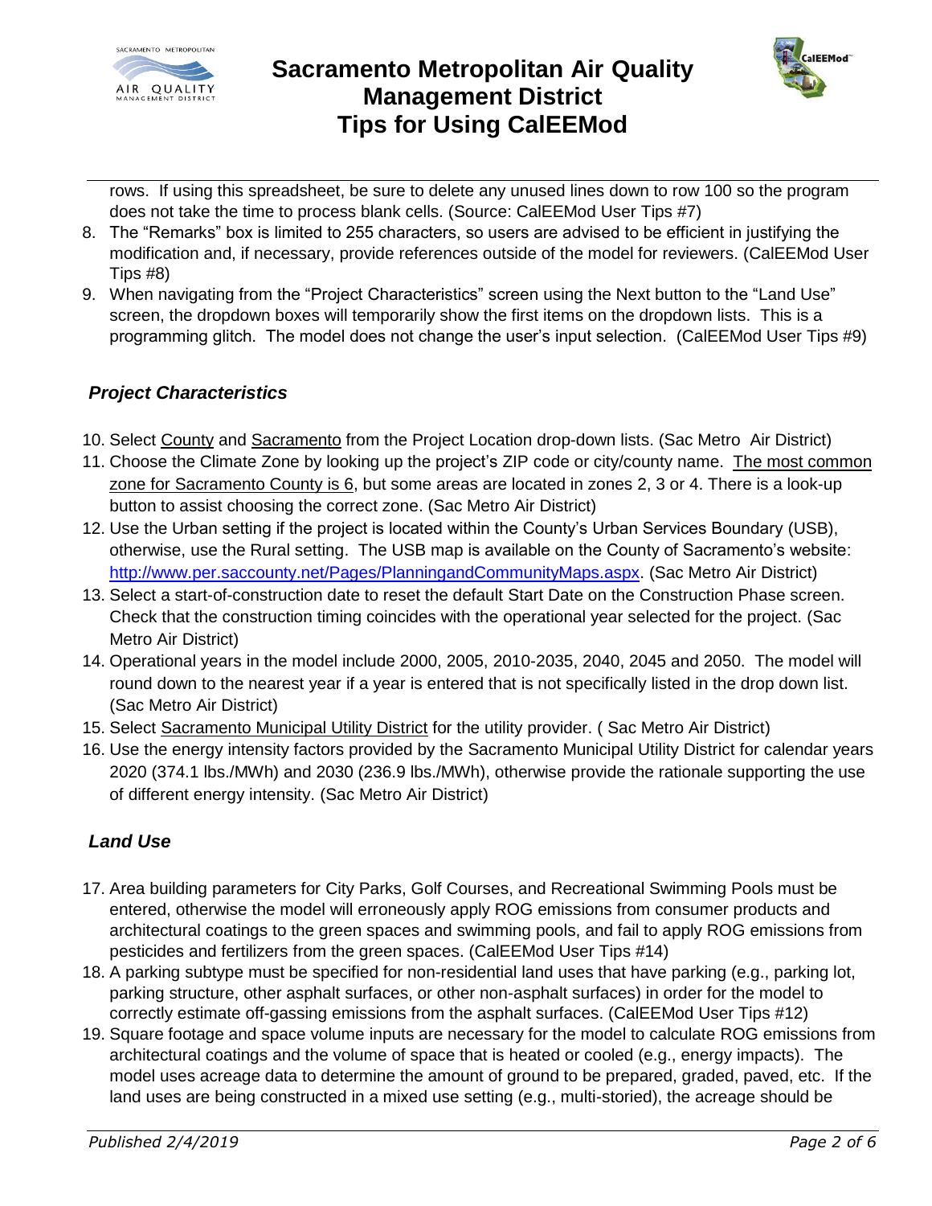rows. If using this spreadsheet, be sure to delete any unused lines down to row 100 so the program does not take the time to process blank cells. (Source: CalEEMod User Tips #7)

8. The "Remarks" box is limited to 255 characters, so users are advised to be efficient in justifying the modification and, if necessary, provide references outside of the model for reviewers. (CalEEMod User Tips #8)
9. When navigating from the "Project Characteristics" screen using the Next button to the "Land Use" screen, the dropdown boxes will temporarily show the first items on the dropdown lists. This is a programming glitch. The model does not change the user's input selection. (CalEEMod User Tips #9)

### *Project Characteristics*

10. Select County and Sacramento from the Project Location drop-down lists. (Sac Metro Air District)
11. Choose the Climate Zone by looking up the project's ZIP code or city/county name. The most common zone for Sacramento County is 6, but some areas are located in zones 2, 3 or 4. There is a look-up button to assist choosing the correct zone. (Sac Metro Air District)
12. Use the Urban setting if the project is located within the County's Urban Services Boundary (USB), otherwise, use the Rural setting. The USB map is available on the County of Sacramento's website: [http://www.per.saccounty.net/Pages/PlanningandCommunityMaps.aspx](http://www.per.saccounty.net/Pages/PlanningandCommunityMaps.aspx). (Sac Metro Air District)
13. Select a start-of-construction date to reset the default Start Date on the Construction Phase screen. Check that the construction timing coincides with the operational year selected for the project. (Sac Metro Air District)
14. Operational years in the model include 2000, 2005, 2010-2035, 2040, 2045 and 2050. The model will round down to the nearest year if a year is entered that is not specifically listed in the drop down list. (Sac Metro Air District)
15. Select Sacramento Municipal Utility District for the utility provider. ( Sac Metro Air District)
16. Use the energy intensity factors provided by the Sacramento Municipal Utility District for calendar years 2020 (374.1 lbs./MWh) and 2030 (236.9 lbs./MWh), otherwise provide the rationale supporting the use of different energy intensity. (Sac Metro Air District)

### *Land Use*

17. Area building parameters for City Parks, Golf Courses, and Recreational Swimming Pools must be entered, otherwise the model will erroneously apply ROG emissions from consumer products and architectural coatings to the green spaces and swimming pools, and fail to apply ROG emissions from pesticides and fertilizers from the green spaces. (CalEEMod User Tips #14)
18. A parking subtype must be specified for non-residential land uses that have parking (e.g., parking lot, parking structure, other asphalt surfaces, or other non-asphalt surfaces) in order for the model to correctly estimate off-gassing emissions from the asphalt surfaces. (CalEEMod User Tips #12)
19. Square footage and space volume inputs are necessary for the model to calculate ROG emissions from architectural coatings and the volume of space that is heated or cooled (e.g., energy impacts). The model uses acreage data to determine the amount of ground to be prepared, graded, paved, etc. If the land uses are being constructed in a mixed use setting (e.g., multi-storied), the acreage should be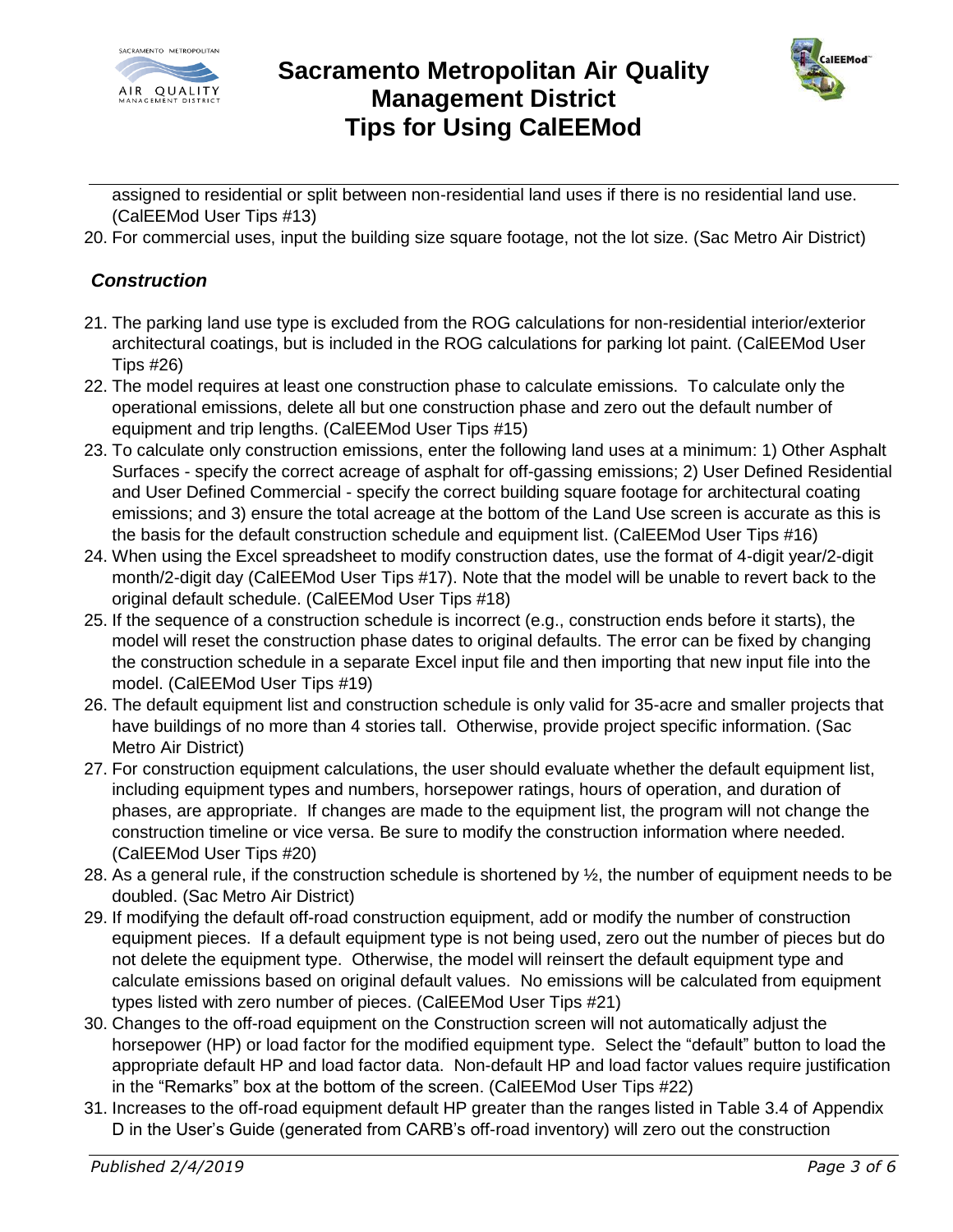assigned to residential or split between non-residential land uses if there is no residential land use. (CalEEMod User Tips #13)

20. For commercial uses, input the building size square footage, not the lot size. (Sac Metro Air District)

### *Construction*

21. The parking land use type is excluded from the ROG calculations for non-residential interior/exterior architectural coatings, but is included in the ROG calculations for parking lot paint. (CalEEMod User Tips #26)
22. The model requires at least one construction phase to calculate emissions. To calculate only the operational emissions, delete all but one construction phase and zero out the default number of equipment and trip lengths. (CalEEMod User Tips #15)
23. To calculate only construction emissions, enter the following land uses at a minimum: 1) Other Asphalt Surfaces - specify the correct acreage of asphalt for off-gassing emissions; 2) User Defined Residential and User Defined Commercial - specify the correct building square footage for architectural coating emissions; and 3) ensure the total acreage at the bottom of the Land Use screen is accurate as this is the basis for the default construction schedule and equipment list. (CalEEMod User Tips #16)
24. When using the Excel spreadsheet to modify construction dates, use the format of 4-digit year/2-digit month/2-digit day (CalEEMod User Tips #17). Note that the model will be unable to revert back to the original default schedule. (CalEEMod User Tips #18)
25. If the sequence of a construction schedule is incorrect (e.g., construction ends before it starts), the model will reset the construction phase dates to original defaults. The error can be fixed by changing the construction schedule in a separate Excel input file and then importing that new input file into the model. (CalEEMod User Tips #19)
26. The default equipment list and construction schedule is only valid for 35-acre and smaller projects that have buildings of no more than 4 stories tall. Otherwise, provide project specific information. (Sac Metro Air District)
27. For construction equipment calculations, the user should evaluate whether the default equipment list, including equipment types and numbers, horsepower ratings, hours of operation, and duration of phases, are appropriate. If changes are made to the equipment list, the program will not change the construction timeline or vice versa. Be sure to modify the construction information where needed. (CalEEMod User Tips #20)
28. As a general rule, if the construction schedule is shortened by ½, the number of equipment needs to be doubled. (Sac Metro Air District)
29. If modifying the default off-road construction equipment, add or modify the number of construction equipment pieces. If a default equipment type is not being used, zero out the number of pieces but do not delete the equipment type. Otherwise, the model will reinsert the default equipment type and calculate emissions based on original default values. No emissions will be calculated from equipment types listed with zero number of pieces. (CalEEMod User Tips #21)
30. Changes to the off-road equipment on the Construction screen will not automatically adjust the horsepower (HP) or load factor for the modified equipment type. Select the "default" button to load the appropriate default HP and load factor data. Non-default HP and load factor values require justification in the "Remarks" box at the bottom of the screen. (CalEEMod User Tips #22)
31. Increases to the off-road equipment default HP greater than the ranges listed in Table 3.4 of Appendix D in the User's Guide (generated from CARB's off-road inventory) will zero out the construction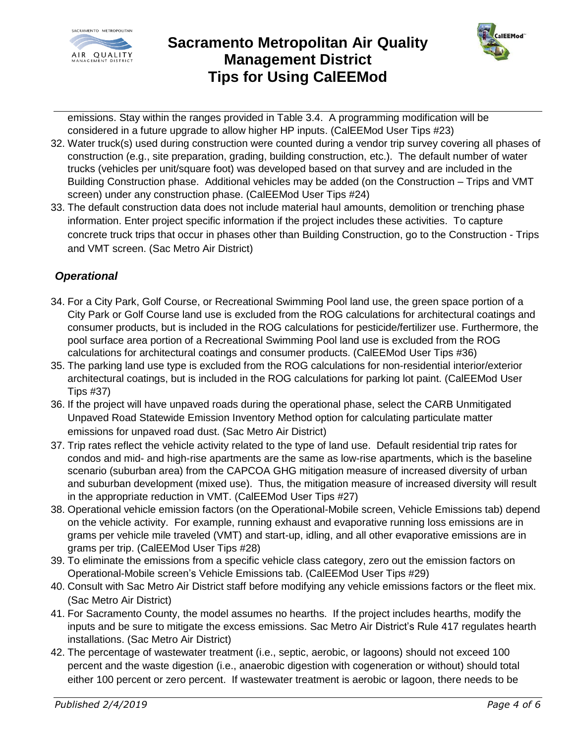emissions. Stay within the ranges provided in Table 3.4. A programming modification will be considered in a future upgrade to allow higher HP inputs. (CalEEMod User Tips #23)

32. Water truck(s) used during construction were counted during a vendor trip survey covering all phases of construction (e.g., site preparation, grading, building construction, etc.). The default number of water trucks (vehicles per unit/square foot) was developed based on that survey and are included in the Building Construction phase. Additional vehicles may be added (on the Construction – Trips and VMT screen) under any construction phase. (CalEEMod User Tips #24)
33. The default construction data does not include material haul amounts, demolition or trenching phase information. Enter project specific information if the project includes these activities. To capture concrete truck trips that occur in phases other than Building Construction, go to the Construction - Trips and VMT screen. (Sac Metro Air District)

### *Operational*

34. For a City Park, Golf Course, or Recreational Swimming Pool land use, the green space portion of a City Park or Golf Course land use is excluded from the ROG calculations for architectural coatings and consumer products, but is included in the ROG calculations for pesticide/fertilizer use. Furthermore, the pool surface area portion of a Recreational Swimming Pool land use is excluded from the ROG calculations for architectural coatings and consumer products. (CalEEMod User Tips #36)
35. The parking land use type is excluded from the ROG calculations for non-residential interior/exterior architectural coatings, but is included in the ROG calculations for parking lot paint. (CalEEMod User Tips #37)
36. If the project will have unpaved roads during the operational phase, select the CARB Unmitigated Unpaved Road Statewide Emission Inventory Method option for calculating particulate matter emissions for unpaved road dust. (Sac Metro Air District)
37. Trip rates reflect the vehicle activity related to the type of land use. Default residential trip rates for condos and mid- and high-rise apartments are the same as low-rise apartments, which is the baseline scenario (suburban area) from the CAPCOA GHG mitigation measure of increased diversity of urban and suburban development (mixed use). Thus, the mitigation measure of increased diversity will result in the appropriate reduction in VMT. (CalEEMod User Tips #27)
38. Operational vehicle emission factors (on the Operational-Mobile screen, Vehicle Emissions tab) depend on the vehicle activity. For example, running exhaust and evaporative running loss emissions are in grams per vehicle mile traveled (VMT) and start-up, idling, and all other evaporative emissions are in grams per trip. (CalEEMod User Tips #28)
39. To eliminate the emissions from a specific vehicle class category, zero out the emission factors on Operational-Mobile screen's Vehicle Emissions tab. (CalEEMod User Tips #29)
40. Consult with Sac Metro Air District staff before modifying any vehicle emissions factors or the fleet mix. (Sac Metro Air District)
41. For Sacramento County, the model assumes no hearths. If the project includes hearths, modify the inputs and be sure to mitigate the excess emissions. Sac Metro Air District's Rule 417 regulates hearth installations. (Sac Metro Air District)
42. The percentage of wastewater treatment (i.e., septic, aerobic, or lagoons) should not exceed 100 percent and the waste digestion (i.e., anaerobic digestion with cogeneration or without) should total either 100 percent or zero percent. If wastewater treatment is aerobic or lagoon, there needs to be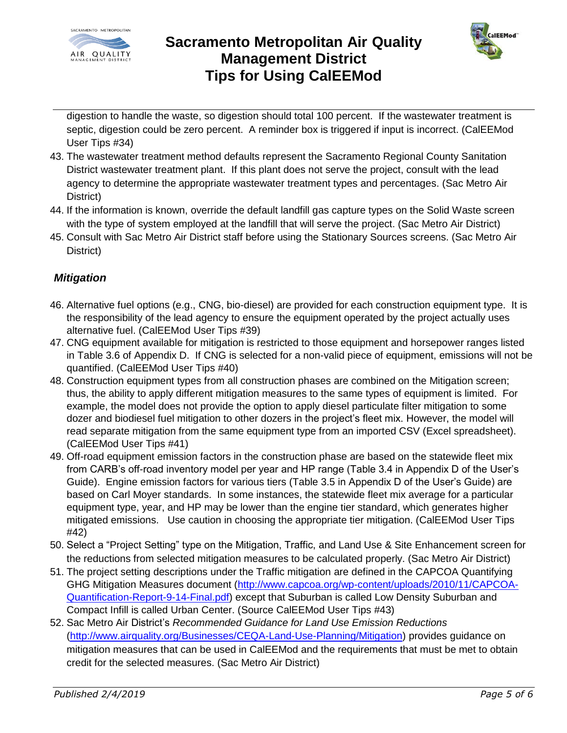digestion to handle the waste, so digestion should total 100 percent. If the wastewater treatment is septic, digestion could be zero percent. A reminder box is triggered if input is incorrect. (CalEEMod User Tips #34)

43. The wastewater treatment method defaults represent the Sacramento Regional County Sanitation District wastewater treatment plant. If this plant does not serve the project, consult with the lead agency to determine the appropriate wastewater treatment types and percentages. (Sac Metro Air District)
44. If the information is known, override the default landfill gas capture types on the Solid Waste screen with the type of system employed at the landfill that will serve the project. (Sac Metro Air District)
45. Consult with Sac Metro Air District staff before using the Stationary Sources screens. (Sac Metro Air District)

### *Mitigation*

46. Alternative fuel options (e.g., CNG, bio-diesel) are provided for each construction equipment type. It is the responsibility of the lead agency to ensure the equipment operated by the project actually uses alternative fuel. (CalEEMod User Tips #39)
47. CNG equipment available for mitigation is restricted to those equipment and horsepower ranges listed in Table 3.6 of Appendix D. If CNG is selected for a non-valid piece of equipment, emissions will not be quantified. (CalEEMod User Tips #40)
48. Construction equipment types from all construction phases are combined on the Mitigation screen; thus, the ability to apply different mitigation measures to the same types of equipment is limited. For example, the model does not provide the option to apply diesel particulate filter mitigation to some dozer and biodiesel fuel mitigation to other dozers in the project's fleet mix. However, the model will read separate mitigation from the same equipment type from an imported CSV (Excel spreadsheet). (CalEEMod User Tips #41)
49. Off-road equipment emission factors in the construction phase are based on the statewide fleet mix from CARB's off-road inventory model per year and HP range (Table 3.4 in Appendix D of the User's Guide). Engine emission factors for various tiers (Table 3.5 in Appendix D of the User's Guide) are based on Carl Moyer standards. In some instances, the statewide fleet mix average for a particular equipment type, year, and HP may be lower than the engine tier standard, which generates higher mitigated emissions. Use caution in choosing the appropriate tier mitigation. (CalEEMod User Tips #42)
50. Select a "Project Setting" type on the Mitigation, Traffic, and Land Use & Site Enhancement screen for the reductions from selected mitigation measures to be calculated properly. (Sac Metro Air District)
51. The project setting descriptions under the Traffic mitigation are defined in the CAPCOA Quantifying GHG Mitigation Measures document (http://www.capcoa.org/wp-content/uploads/2010/11/CAPCOA-Quantification-Report-9-14-Final.pdf) except that Suburban is called Low Density Suburban and Compact Infill is called Urban Center. (Source CalEEMod User Tips #43)
52. Sac Metro Air District's *Recommended Guidance for Land Use Emission Reductions* (http://www.airquality.org/Businesses/CEQA-Land-Use-Planning/Mitigation) provides guidance on mitigation measures that can be used in CalEEMod and the requirements that must be met to obtain credit for the selected measures. (Sac Metro Air District)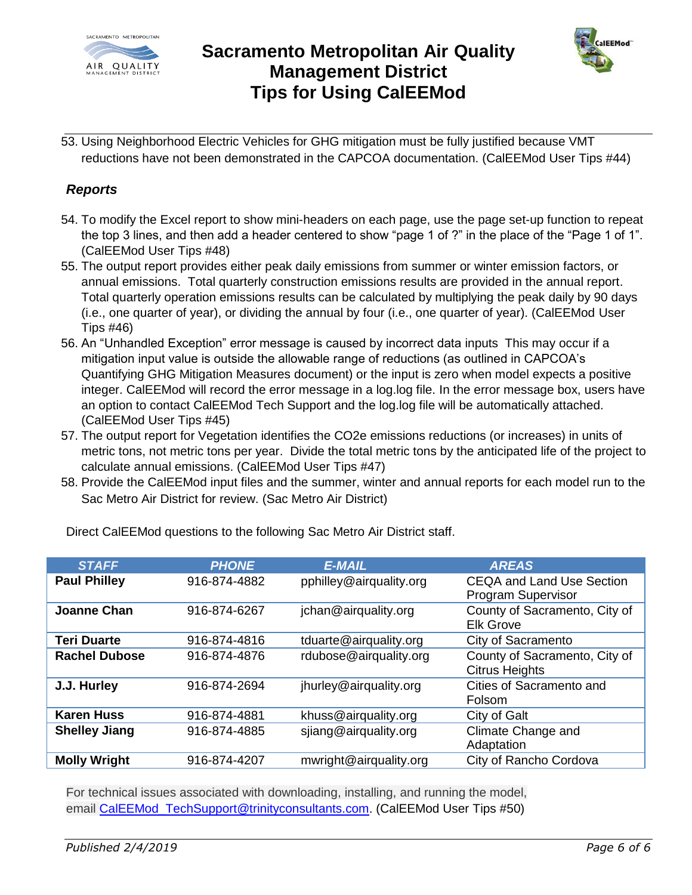53. Using Neighborhood Electric Vehicles for GHG mitigation must be fully justified because VMT reductions have not been demonstrated in the CAPCOA documentation. (CalEEMod User Tips #44)

### *Reports*

54. To modify the Excel report to show mini-headers on each page, use the page set-up function to repeat the top 3 lines, and then add a header centered to show "page 1 of ?" in the place of the "Page 1 of 1". (CalEEMod User Tips #48)
55. The output report provides either peak daily emissions from summer or winter emission factors, or annual emissions. Total quarterly construction emissions results are provided in the annual report. Total quarterly operation emissions results can be calculated by multiplying the peak daily by 90 days (i.e., one quarter of year), or dividing the annual by four (i.e., one quarter of year). (CalEEMod User Tips #46)
56. An "Unhandled Exception" error message is caused by incorrect data inputs This may occur if a mitigation input value is outside the allowable range of reductions (as outlined in CAPCOA's Quantifying GHG Mitigation Measures document) or the input is zero when model expects a positive integer. CalEEMod will record the error message in a log.log file. In the error message box, users have an option to contact CalEEMod Tech Support and the log.log file will be automatically attached. (CalEEMod User Tips #45)
57. The output report for Vegetation identifies the CO2e emissions reductions (or increases) in units of metric tons, not metric tons per year. Divide the total metric tons by the anticipated life of the project to calculate annual emissions. (CalEEMod User Tips #47)
58. Provide the CalEEMod input files and the summer, winter and annual reports for each model run to the Sac Metro Air District for review. (Sac Metro Air District)

Direct CalEEMod questions to the following Sac Metro Air District staff.

| *STAFF* | *PHONE* | *E-MAIL* | *AREAS* |
|---|---|---|---|
| **Paul Philley** | 916-874-4882 | pphilley@airquality.org | CEQA and Land Use Section Program Supervisor |
| **Joanne Chan** | 916-874-6267 | jchan@airquality.org | County of Sacramento, City of Elk Grove |
| **Teri Duarte** | 916-874-4816 | tduarte@airquality.org | City of Sacramento |
| **Rachel Dubose** | 916-874-4876 | rdubose@airquality.org | County of Sacramento, City of Citrus Heights |
| **J.J. Hurley** | 916-874-2694 | jhurley@airquality.org | Cities of Sacramento and Folsom |
| **Karen Huss** | 916-874-4881 | khuss@airquality.org | City of Galt |
| **Shelley Jiang** | 916-874-4885 | sjiang@airquality.org | Climate Change and Adaptation |
| **Molly Wright** | 916-874-4207 | mwright@airquality.org | City of Rancho Cordova |

For technical issues associated with downloading, installing, and running the model, email CalEEMod_TechSupport@trinityconsultants.com. (CalEEMod User Tips #50)

*Published 2/4/2019*